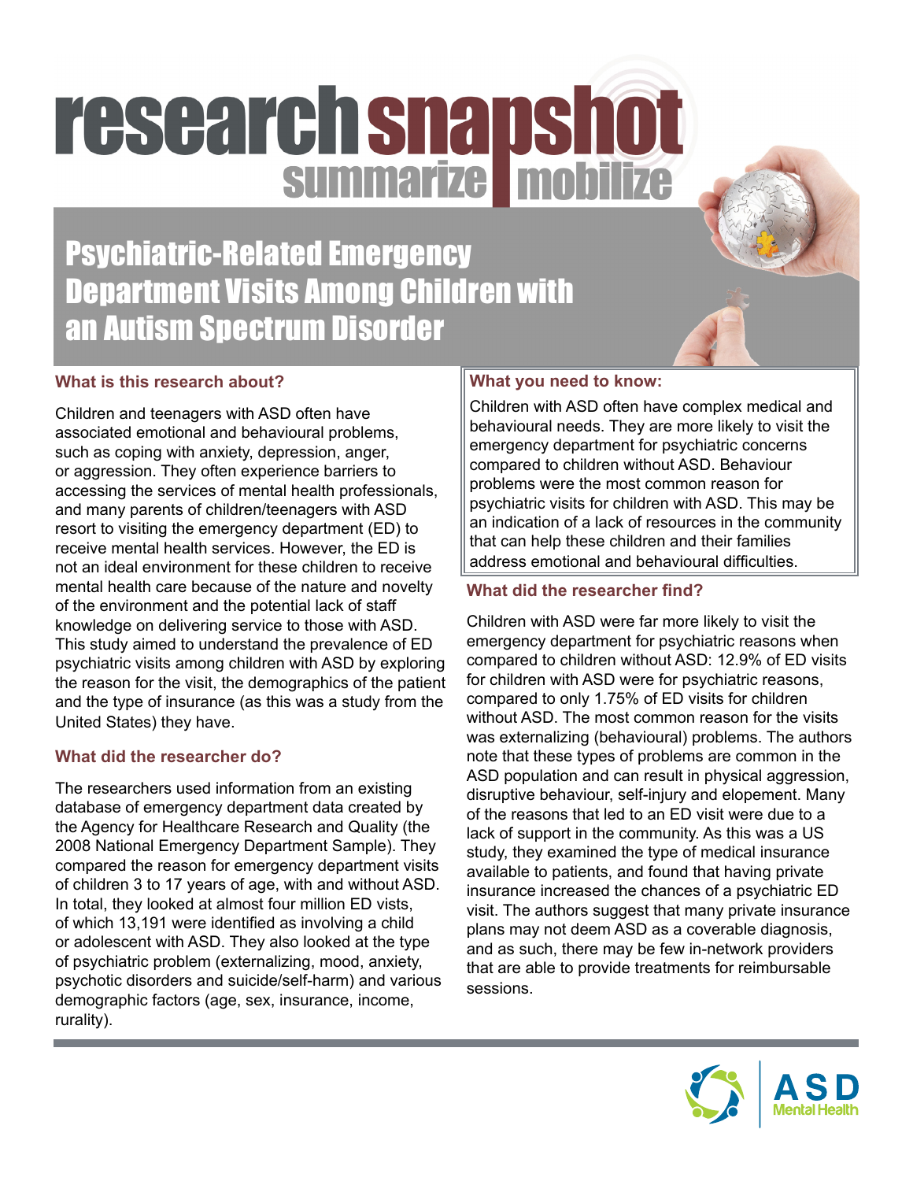# research snapshot

summarize mobilize

## Psychiatric-Related Emergency Department Visits Among Children with an Autism Spectrum Disorder

### What is this research about?

Children and teenagers with ASD often have associated emotional and behavioural problems, such as coping with anxiety, depression, anger, or aggression. They often experience barriers to accessing the services of mental health professionals, and many parents of children/teenagers with ASD resort to visiting the emergency department (ED) to receive mental health services. However, the ED is not an ideal environment for these children to receive mental health care because of the nature and novelty of the environment and the potential lack of staff knowledge on delivering service to those with ASD. This study aimed to understand the prevalence of ED psychiatric visits among children with ASD by exploring the reason for the visit, the demographics of the patient and the type of insurance (as this was a study from the United States) they have.

### What did the researcher do?

The researchers used information from an existing database of emergency department data created by the Agency for Healthcare Research and Quality (the 2008 National Emergency Department Sample). They compared the reason for emergency department visits of children 3 to 17 years of age, with and without ASD. In total, they looked at almost four million ED vists, of which 13,191 were identified as involving a child or adolescent with ASD. They also looked at the type of psychiatric problem (externalizing, mood, anxiety, psychotic disorders and suicide/self-harm) and various demographic factors (age, sex, insurance, income, rurality).

### What you need to know:

Children with ASD often have complex medical and behavioural needs. They are more likely to visit the emergency department for psychiatric concerns compared to children without ASD. Behaviour problems were the most common reason for psychiatric visits for children with ASD. This may be an indication of a lack of resources in the community that can help these children and their families address emotional and behavioural difficulties.

### What did the researcher find?

Children with ASD were far more likely to visit the emergency department for psychiatric reasons when compared to children without ASD: 12.9% of ED visits for children with ASD were for psychiatric reasons, compared to only 1.75% of ED visits for children without ASD. The most common reason for the visits was externalizing (behavioural) problems. The authors note that these types of problems are common in the ASD population and can result in physical aggression, disruptive behaviour, self-injury and elopement. Many of the reasons that led to an ED visit were due to a lack of support in the community. As this was a US study, they examined the type of medical insurance available to patients, and found that having private insurance increased the chances of a psychiatric ED visit. The authors suggest that many private insurance plans may not deem ASD as a coverable diagnosis, and as such, there may be few in-network providers that are able to provide treatments for reimbursable sessions.

ASD Mental Health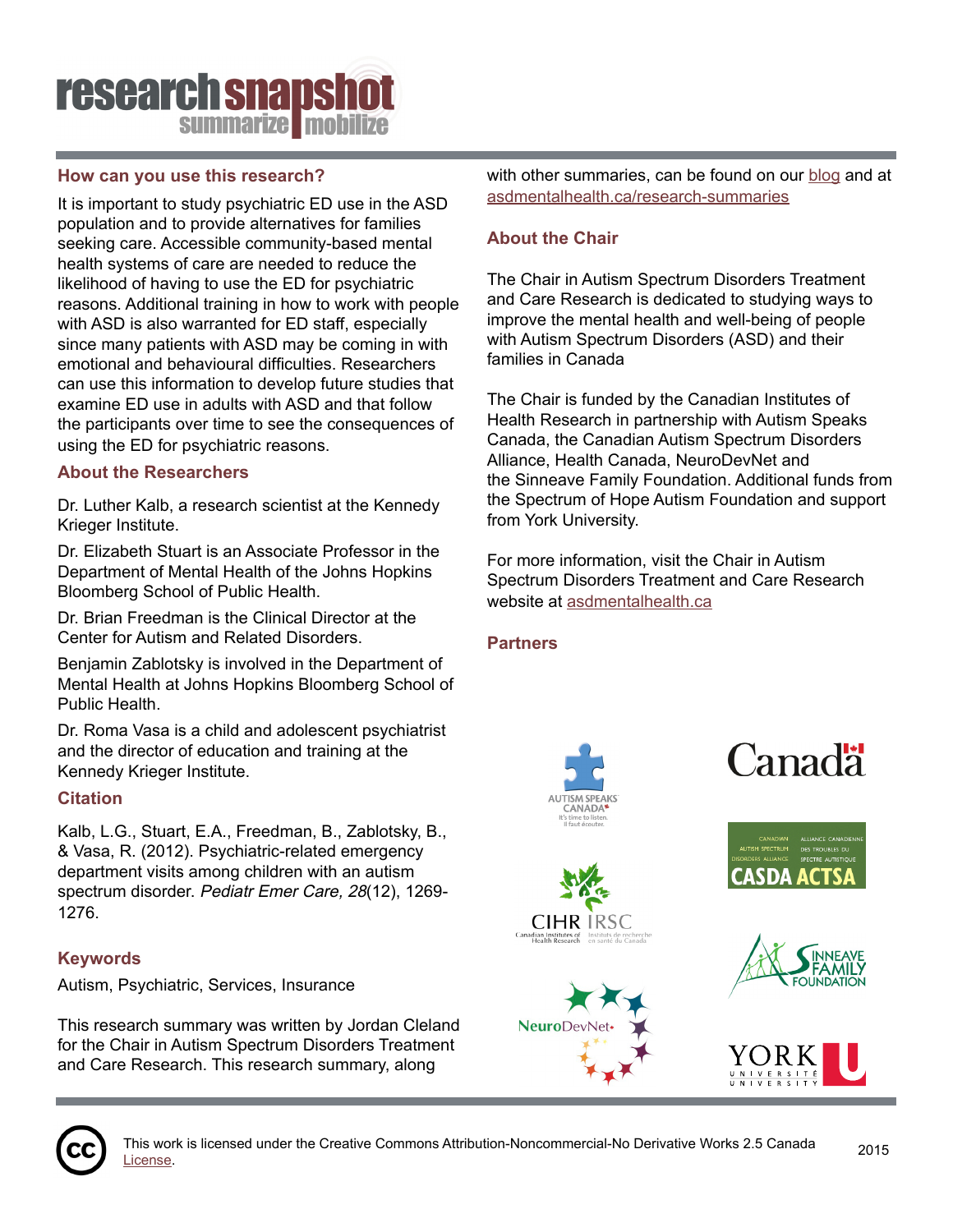## How can you use this research?

It is important to study psychiatric ED use in the ASD population and to provide alternatives for families seeking care. Accessible community-based mental health systems of care are needed to reduce the likelihood of having to use the ED for psychiatric reasons. Additional training in how to work with people with ASD is also warranted for ED staff, especially since many patients with ASD may be coming in with emotional and behavioural difficulties. Researchers can use this information to develop future studies that examine ED use in adults with ASD and that follow the participants over time to see the consequences of using the ED for psychiatric reasons.

## About the Researchers

Dr. Luther Kalb, a research scientist at the Kennedy Krieger Institute.

Dr. Elizabeth Stuart is an Associate Professor in the Department of Mental Health of the Johns Hopkins Bloomberg School of Public Health.

Dr. Brian Freedman is the Clinical Director at the Center for Autism and Related Disorders.

Benjamin Zablotsky is involved in the Department of Mental Health at Johns Hopkins Bloomberg School of Public Health.

Dr. Roma Vasa is a child and adolescent psychiatrist and the director of education and training at the Kennedy Krieger Institute.

## Citation

Kalb, L.G., Stuart, E.A., Freedman, B., Zablotsky, B., & Vasa, R. (2012). Psychiatric-related emergency department visits among children with an autism spectrum disorder. *Pediatr Emer Care, 28*(12), 1269-1276.

## Keywords

Autism, Psychiatric, Services, Insurance

This research summary was written by Jordan Cleland for the Chair in Autism Spectrum Disorders Treatment and Care Research. This research summary, along with other summaries, can be found on our blog and at asdmentalhealth.ca/research-summaries

## About the Chair

The Chair in Autism Spectrum Disorders Treatment and Care Research is dedicated to studying ways to improve the mental health and well-being of people with Autism Spectrum Disorders (ASD) and their families in Canada

The Chair is funded by the Canadian Institutes of Health Research in partnership with Autism Speaks Canada, the Canadian Autism Spectrum Disorders Alliance, Health Canada, NeuroDevNet and the Sinneave Family Foundation. Additional funds from the Spectrum of Hope Autism Foundation and support from York University.

For more information, visit the Chair in Autism Spectrum Disorders Treatment and Care Research website at asdmentalhealth.ca

## Partners

This work is licensed under the Creative Commons Attribution-Noncommercial-No Derivative Works 2.5 Canada License.

2015